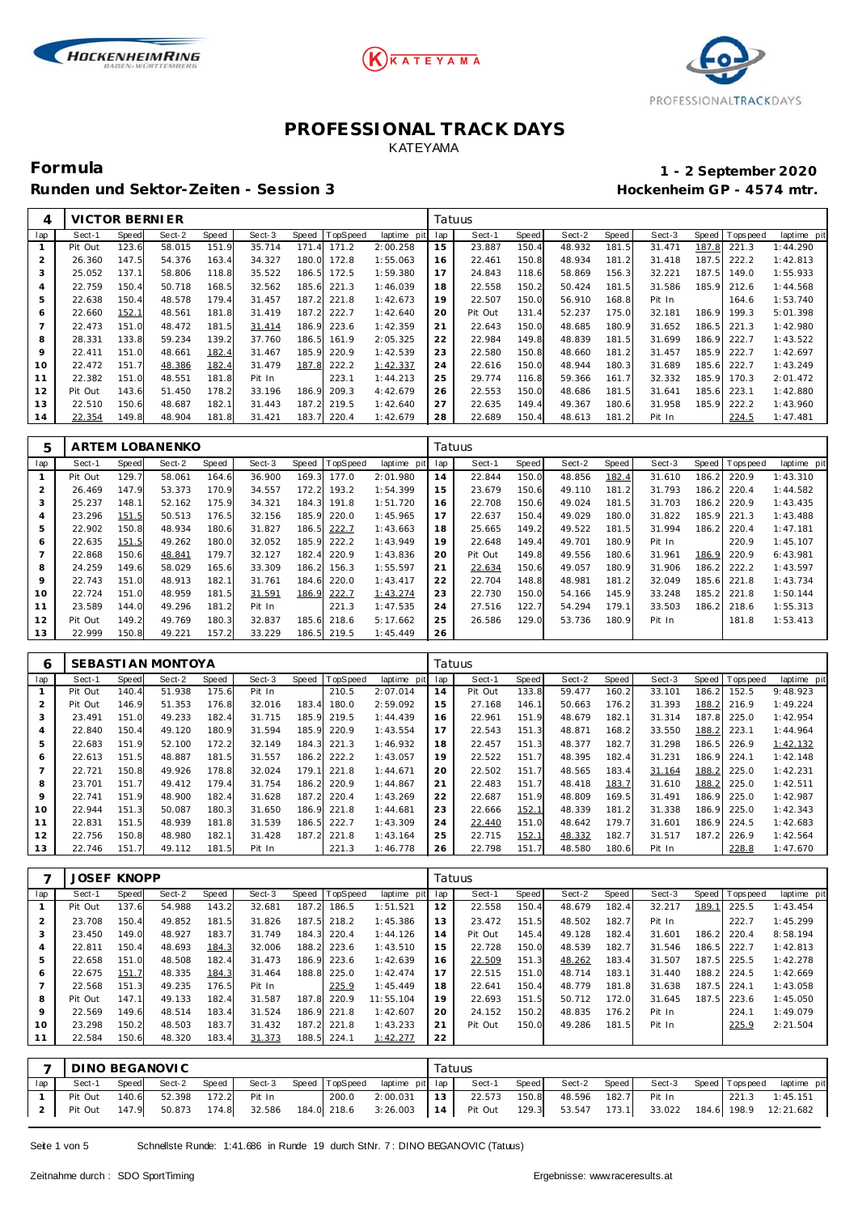# PROFESSIONAL TRACK DAYS

KATEYAMA

## Formula

**Runden und Sektor-Zeiten - Session 3**

**1 - 2 September 2020**

**Hockenheim GP - 4574 mtr.**

| 4 | VICTOR BERNIER | | | | | | | | Tatuus | | | | | | | | |
|---|---|---|---|---|---|---|---|---|---|---|---|---|---|---|---|---|---|
| lap | Sect-1 | Speed | Sect-2 | Speed | Sect-3 | Speed | TopSpeed | laptime pit | lap | Sect-1 | Speed | Sect-2 | Speed | Sect-3 | Speed | Topspeed | laptime pit |
| 1 | Pit Out | 123.6 | 58.015 | 151.9 | 35.714 | 171.4 | 171.2 | 2:00.258 | 15 | 23.887 | 150.4 | 48.932 | 181.5 | 31.471 | 187.8 | 221.3 | 1:44.290 |
| 2 | 26.360 | 147.5 | 54.376 | 163.4 | 34.327 | 180.0 | 172.8 | 1:55.063 | 16 | 22.461 | 150.8 | 48.934 | 181.2 | 31.418 | 187.5 | 222.2 | 1:42.813 |
| 3 | 25.052 | 137.1 | 58.806 | 118.8 | 35.522 | 186.5 | 172.5 | 1:59.380 | 17 | 24.843 | 118.6 | 58.869 | 156.3 | 32.221 | 187.5 | 149.0 | 1:55.933 |
| 4 | 22.759 | 150.4 | 50.718 | 168.5 | 32.562 | 185.6 | 221.3 | 1:46.039 | 18 | 22.558 | 150.2 | 50.424 | 181.5 | 31.586 | 185.9 | 212.6 | 1:44.568 |
| 5 | 22.638 | 150.4 | 48.578 | 179.4 | 31.457 | 187.2 | 221.8 | 1:42.673 | 19 | 22.507 | 150.0 | 56.910 | 168.8 | Pit In | | 164.6 | 1:53.740 |
| 6 | 22.660 | 152.1 | 48.561 | 181.8 | 31.419 | 187.2 | 222.7 | 1:42.640 | 20 | Pit Out | 131.4 | 52.237 | 175.0 | 32.181 | 186.9 | 199.3 | 5:01.398 |
| 7 | 22.473 | 151.0 | 48.472 | 181.5 | 31.414 | 186.9 | 223.6 | 1:42.359 | 21 | 22.643 | 150.0 | 48.685 | 180.9 | 31.652 | 186.5 | 221.3 | 1:42.980 |
| 8 | 28.331 | 133.8 | 59.234 | 139.2 | 37.760 | 186.5 | 161.9 | 2:05.325 | 22 | 22.984 | 149.8 | 48.839 | 181.5 | 31.699 | 186.9 | 222.7 | 1:43.522 |
| 9 | 22.411 | 151.0 | 48.661 | 182.4 | 31.467 | 185.9 | 220.9 | 1:42.539 | 23 | 22.580 | 150.8 | 48.660 | 181.2 | 31.457 | 185.9 | 222.7 | 1:42.697 |
| 10 | 22.472 | 151.7 | 48.386 | 182.4 | 31.479 | 187.8 | 222.2 | 1:42.337 | 24 | 22.616 | 150.0 | 48.944 | 180.3 | 31.689 | 185.6 | 222.7 | 1:43.249 |
| 11 | 22.382 | 151.0 | 48.551 | 181.8 | Pit In | | 223.1 | 1:44.213 | 25 | 29.774 | 116.8 | 59.366 | 161.7 | 32.332 | 185.9 | 170.3 | 2:01.472 |
| 12 | Pit Out | 143.6 | 51.450 | 178.2 | 33.196 | 186.9 | 209.3 | 4:42.679 | 26 | 22.553 | 150.0 | 48.686 | 181.5 | 31.641 | 185.6 | 223.1 | 1:42.880 |
| 13 | 22.510 | 150.6 | 48.687 | 182.1 | 31.443 | 187.2 | 219.5 | 1:42.640 | 27 | 22.635 | 149.4 | 49.367 | 180.6 | 31.958 | 185.9 | 222.2 | 1:43.960 |
| 14 | 22.354 | 149.8 | 48.904 | 181.8 | 31.421 | 183.7 | 220.4 | 1:42.679 | 28 | 22.689 | 150.4 | 48.613 | 181.2 | Pit In | | 224.5 | 1:47.481 |

| 5 | ARTEM LOBANENKO | | | | | | | | Tatuus | | | | | | | | |
|---|---|---|---|---|---|---|---|---|---|---|---|---|---|---|---|---|---|
| lap | Sect-1 | Speed | Sect-2 | Speed | Sect-3 | Speed | TopSpeed | laptime pit | lap | Sect-1 | Speed | Sect-2 | Speed | Sect-3 | Speed | Topspeed | laptime pit |
| 1 | Pit Out | 129.7 | 58.061 | 164.6 | 36.900 | 169.3 | 177.0 | 2:01.980 | 14 | 22.844 | 150.0 | 48.856 | 182.4 | 31.610 | 186.2 | 220.9 | 1:43.310 |
| 2 | 26.469 | 147.9 | 53.373 | 170.9 | 34.557 | 172.2 | 193.2 | 1:54.399 | 15 | 23.679 | 150.6 | 49.110 | 181.2 | 31.793 | 186.2 | 220.4 | 1:44.582 |
| 3 | 25.237 | 148.1 | 52.162 | 175.9 | 34.321 | 184.3 | 191.8 | 1:51.720 | 16 | 22.708 | 150.6 | 49.024 | 181.5 | 31.703 | 186.2 | 220.9 | 1:43.435 |
| 4 | 23.296 | 151.5 | 50.513 | 176.5 | 32.156 | 185.9 | 220.0 | 1:45.965 | 17 | 22.637 | 150.4 | 49.029 | 180.0 | 31.822 | 185.9 | 221.3 | 1:43.488 |
| 5 | 22.902 | 150.8 | 48.934 | 180.6 | 31.827 | 186.5 | 222.7 | 1:43.663 | 18 | 25.665 | 149.2 | 49.522 | 181.5 | 31.994 | 186.2 | 220.4 | 1:47.181 |
| 6 | 22.635 | 151.5 | 49.262 | 180.0 | 32.052 | 185.9 | 222.2 | 1:43.949 | 19 | 22.648 | 149.4 | 49.701 | 180.9 | Pit In | | 220.9 | 1:45.107 |
| 7 | 22.868 | 150.6 | 48.841 | 179.7 | 32.127 | 182.4 | 220.9 | 1:43.836 | 20 | Pit Out | 149.8 | 49.556 | 180.6 | 31.961 | 186.9 | 220.9 | 6:43.981 |
| 8 | 24.259 | 149.6 | 58.029 | 165.6 | 33.309 | 186.2 | 156.3 | 1:55.597 | 21 | 22.634 | 150.6 | 49.057 | 180.9 | 31.906 | 186.2 | 222.2 | 1:43.597 |
| 9 | 22.743 | 151.0 | 48.913 | 182.1 | 31.761 | 184.6 | 220.0 | 1:43.417 | 22 | 22.704 | 148.8 | 48.981 | 181.2 | 32.049 | 185.6 | 221.8 | 1:43.734 |
| 10 | 22.724 | 151.0 | 48.959 | 181.5 | 31.591 | 186.9 | 222.7 | 1:43.274 | 23 | 22.730 | 150.0 | 54.166 | 145.9 | 33.248 | 185.2 | 221.8 | 1:50.144 |
| 11 | 23.589 | 144.0 | 49.296 | 181.2 | Pit In | | 221.3 | 1:47.535 | 24 | 27.516 | 122.7 | 54.294 | 179.1 | 33.503 | 186.2 | 218.6 | 1:55.313 |
| 12 | Pit Out | 149.2 | 49.769 | 180.3 | 32.837 | 185.6 | 218.6 | 5:17.662 | 25 | 26.586 | 129.0 | 53.736 | 180.9 | Pit In | | 181.8 | 1:53.413 |
| 13 | 22.999 | 150.8 | 49.221 | 157.2 | 33.229 | 186.5 | 219.5 | 1:45.449 | 26 | | | | | | | | |

| 6 | SEBASTIAN MONTOYA | | | | | | | | Tatuus | | | | | | | | |
|---|---|---|---|---|---|---|---|---|---|---|---|---|---|---|---|---|---|
| lap | Sect-1 | Speed | Sect-2 | Speed | Sect-3 | Speed | TopSpeed | laptime pit | lap | Sect-1 | Speed | Sect-2 | Speed | Sect-3 | Speed | Topspeed | laptime pit |
| 1 | Pit Out | 140.4 | 51.938 | 175.6 | Pit In | | 210.5 | 2:07.014 | 14 | Pit Out | 133.8 | 59.477 | 160.2 | 33.101 | 186.2 | 152.5 | 9:48.923 |
| 2 | Pit Out | 146.9 | 51.353 | 176.8 | 32.016 | 183.4 | 180.0 | 2:59.092 | 15 | 27.168 | 146.1 | 50.663 | 176.2 | 31.393 | 188.2 | 216.9 | 1:49.224 |
| 3 | 23.491 | 151.0 | 49.233 | 182.4 | 31.715 | 185.9 | 219.5 | 1:44.439 | 16 | 22.961 | 151.9 | 48.679 | 182.1 | 31.314 | 187.8 | 225.0 | 1:42.954 |
| 4 | 22.840 | 150.4 | 49.120 | 180.9 | 31.594 | 185.9 | 220.9 | 1:43.554 | 17 | 22.543 | 151.3 | 48.871 | 168.2 | 33.550 | 188.2 | 223.1 | 1:44.964 |
| 5 | 22.683 | 151.9 | 52.100 | 172.2 | 32.149 | 184.3 | 221.3 | 1:46.932 | 18 | 22.457 | 151.3 | 48.377 | 182.7 | 31.298 | 186.5 | 226.9 | 1:42.132 |
| 6 | 22.613 | 151.5 | 48.887 | 181.5 | 31.557 | 186.2 | 222.2 | 1:43.057 | 19 | 22.522 | 151.7 | 48.395 | 182.4 | 31.231 | 186.9 | 224.1 | 1:42.148 |
| 7 | 22.721 | 150.8 | 49.926 | 178.8 | 32.024 | 179.1 | 221.8 | 1:44.671 | 20 | 22.502 | 151.7 | 48.565 | 183.4 | 31.164 | 188.2 | 225.0 | 1:42.231 |
| 8 | 23.701 | 151.7 | 49.412 | 179.4 | 31.754 | 186.2 | 220.9 | 1:44.867 | 21 | 22.483 | 151.7 | 48.418 | 183.7 | 31.610 | 188.2 | 225.0 | 1:42.511 |
| 9 | 22.741 | 151.9 | 48.900 | 182.4 | 31.628 | 187.2 | 220.4 | 1:43.269 | 22 | 22.687 | 151.9 | 48.809 | 169.5 | 31.491 | 186.9 | 225.0 | 1:42.987 |
| 10 | 22.944 | 151.3 | 50.087 | 180.3 | 31.650 | 186.9 | 221.8 | 1:44.681 | 23 | 22.666 | 152.1 | 48.339 | 181.2 | 31.338 | 186.9 | 225.0 | 1:42.343 |
| 11 | 22.831 | 151.5 | 48.939 | 181.8 | 31.539 | 186.5 | 222.7 | 1:43.309 | 24 | 22.440 | 151.0 | 48.642 | 179.7 | 31.601 | 186.9 | 224.5 | 1:42.683 |
| 12 | 22.756 | 150.8 | 48.980 | 182.1 | 31.428 | 187.2 | 221.8 | 1:43.164 | 25 | 22.715 | 152.1 | 48.332 | 182.7 | 31.517 | 187.2 | 226.9 | 1:42.564 |
| 13 | 22.746 | 151.7 | 49.112 | 181.5 | Pit In | | 221.3 | 1:46.778 | 26 | 22.798 | 151.7 | 48.580 | 180.6 | Pit In | | 228.8 | 1:47.670 |

| 7 | JOSEF KNOPP | | | | | | | | Tatuus | | | | | | | | |
|---|---|---|---|---|---|---|---|---|---|---|---|---|---|---|---|---|---|
| lap | Sect-1 | Speed | Sect-2 | Speed | Sect-3 | Speed | TopSpeed | laptime pit | lap | Sect-1 | Speed | Sect-2 | Speed | Sect-3 | Speed | Topspeed | laptime pit |
| 1 | Pit Out | 137.6 | 54.988 | 143.2 | 32.681 | 187.2 | 186.5 | 1:51.521 | 12 | 22.558 | 150.4 | 48.679 | 182.4 | 32.217 | 189.1 | 225.5 | 1:43.454 |
| 2 | 23.708 | 150.4 | 49.852 | 181.5 | 31.826 | 187.5 | 218.2 | 1:45.386 | 13 | 23.472 | 151.5 | 48.502 | 182.7 | Pit In | | 222.7 | 1:45.299 |
| 3 | 23.450 | 149.0 | 48.927 | 183.7 | 31.749 | 184.3 | 220.4 | 1:44.126 | 14 | Pit Out | 145.4 | 49.128 | 182.4 | 31.601 | 186.2 | 220.4 | 8:58.194 |
| 4 | 22.811 | 150.4 | 48.693 | 184.3 | 32.006 | 188.2 | 223.6 | 1:43.510 | 15 | 22.728 | 150.0 | 48.539 | 182.7 | 31.546 | 186.5 | 222.7 | 1:42.813 |
| 5 | 22.658 | 151.0 | 48.508 | 182.4 | 31.473 | 186.9 | 223.6 | 1:42.639 | 16 | 22.509 | 151.3 | 48.262 | 183.4 | 31.507 | 187.5 | 225.5 | 1:42.278 |
| 6 | 22.675 | 151.7 | 48.335 | 184.3 | 31.464 | 188.8 | 225.0 | 1:42.474 | 17 | 22.515 | 151.0 | 48.714 | 183.1 | 31.440 | 188.2 | 224.5 | 1:42.669 |
| 7 | 22.568 | 151.3 | 49.235 | 176.5 | Pit In | | 225.9 | 1:45.449 | 18 | 22.641 | 150.4 | 48.779 | 181.8 | 31.638 | 187.5 | 224.1 | 1:43.058 |
| 8 | Pit Out | 147.1 | 49.133 | 182.4 | 31.587 | 187.8 | 220.9 | 11:55.104 | 19 | 22.693 | 151.5 | 50.712 | 172.0 | 31.645 | 187.5 | 223.6 | 1:45.050 |
| 9 | 22.569 | 149.6 | 48.514 | 183.4 | 31.524 | 186.9 | 221.8 | 1:42.607 | 20 | 24.152 | 150.2 | 48.835 | 176.2 | Pit In | | 224.1 | 1:49.079 |
| 10 | 23.298 | 150.2 | 48.503 | 183.7 | 31.432 | 187.2 | 221.8 | 1:43.233 | 21 | Pit Out | 150.0 | 49.286 | 181.5 | Pit In | | 225.9 | 2:21.504 |
| 11 | 22.584 | 150.6 | 48.320 | 183.4 | 31.373 | 188.5 | 224.1 | 1:42.277 | 22 | | | | | | | | |

| 7 | DINO BEGANOVIC | | | | | | | | Tatuus | | | | | | | | |
|---|---|---|---|---|---|---|---|---|---|---|---|---|---|---|---|---|---|
| lap | Sect-1 | Speed | Sect-2 | Speed | Sect-3 | Speed | TopSpeed | laptime pit | lap | Sect-1 | Speed | Sect-2 | Speed | Sect-3 | Speed | Topspeed | laptime pit |
| 1 | Pit Out | 140.6 | 52.398 | 172.2 | Pit In | | 200.0 | 2:00.031 | 13 | 22.573 | 150.8 | 48.596 | 182.7 | Pit In | | 221.3 | 1:45.151 |
| 2 | Pit Out | 147.9 | 50.873 | 174.8 | 32.586 | 184.0 | 218.6 | 3:26.003 | 14 | Pit Out | 129.3 | 53.547 | 173.1 | 33.022 | 184.6 | 198.9 | 12:21.682 |

Schnellste Runde: 1:41.686 in Runde 19 durch StNr. 7 : DINO BEGANOVIC (Tatuus)

Zeitnahme durch : SDO SportTiming

Ergebnisse: www.raceresults.at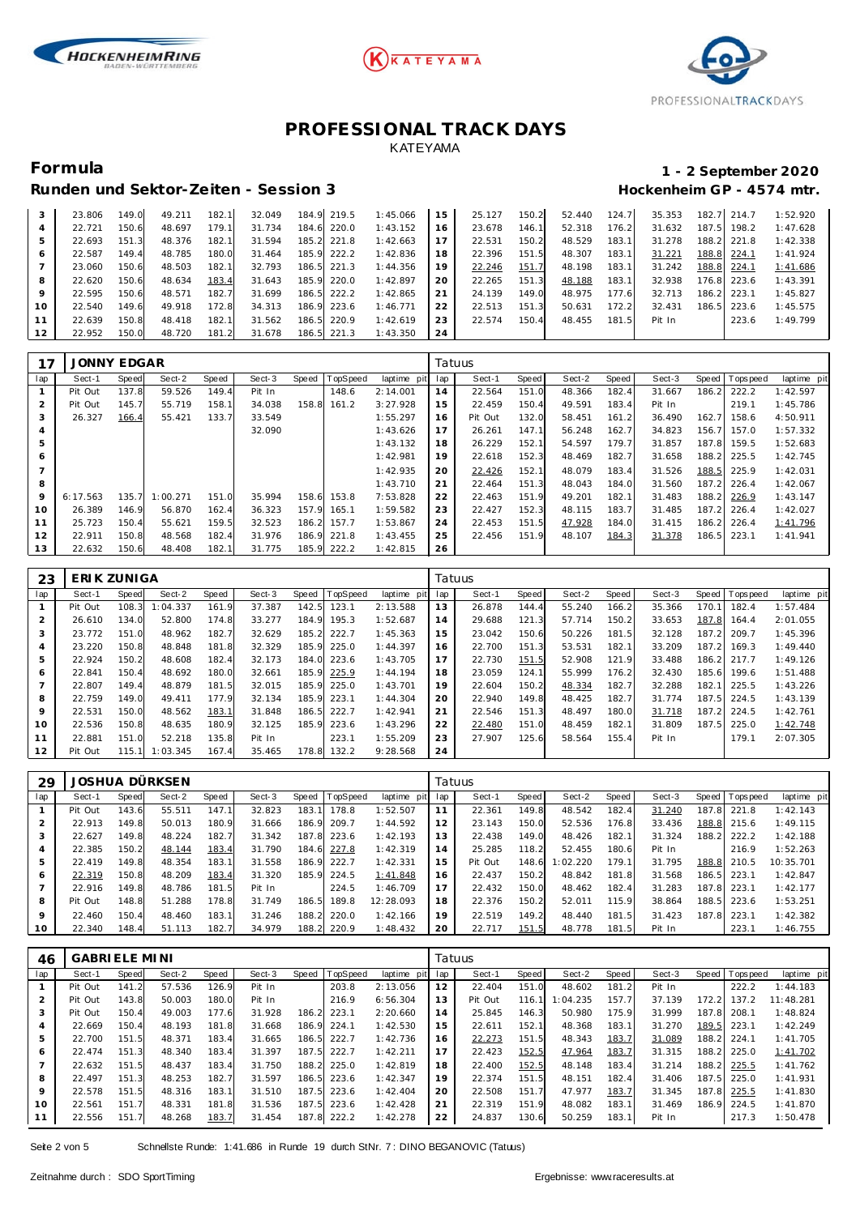# PROFESSIONAL TRACK DAYS

KATEYAMA

## Formula

**1 - 2 September 2020**

### Runden und Sektor-Zeiten - Session 3

**Hockenheim GP - 4574 mtr.**

| lap | Sect-1 | Speed | Sect-2 | Speed | Sect-3 | Speed | TopSpeed | laptime pit | lap | Sect-1 | Speed | Sect-2 | Speed | Sect-3 | Speed | Topspeed | laptime pit |
|---|---|---|---|---|---|---|---|---|---|---|---|---|---|---|---|---|---|
| 3 | 23.806 | 149.0 | 49.211 | 182.1 | 32.049 | 184.9 | 219.5 | 1:45.066 | 15 | 25.127 | 150.2 | 52.440 | 124.7 | 35.353 | 182.7 | 214.7 | 1:52.920 |
| 4 | 22.721 | 150.6 | 48.697 | 179.1 | 31.734 | 184.6 | 220.0 | 1:43.152 | 16 | 23.678 | 146.1 | 52.318 | 176.2 | 31.632 | 187.5 | 198.2 | 1:47.628 |
| 5 | 22.693 | 151.3 | 48.376 | 182.1 | 31.594 | 185.2 | 221.8 | 1:42.663 | 17 | 22.531 | 150.2 | 48.529 | 183.1 | 31.278 | 188.2 | 221.8 | 1:42.338 |
| 6 | 22.587 | 149.4 | 48.785 | 180.0 | 31.464 | 185.9 | 222.2 | 1:42.836 | 18 | 22.396 | 151.5 | 48.307 | 183.1 | 31.221 | 188.8 | 224.1 | 1:41.924 |
| 7 | 23.060 | 150.6 | 48.503 | 182.1 | 32.793 | 186.5 | 221.3 | 1:44.356 | 19 | 22.246 | 151.7 | 48.198 | 183.1 | 31.242 | 188.8 | 224.1 | 1:41.686 |
| 8 | 22.620 | 150.6 | 48.634 | 183.4 | 31.643 | 185.9 | 220.0 | 1:42.897 | 20 | 22.265 | 151.3 | 48.188 | 183.1 | 32.938 | 176.8 | 223.6 | 1:43.391 |
| 9 | 22.595 | 150.6 | 48.571 | 182.7 | 31.699 | 186.5 | 222.2 | 1:42.865 | 21 | 24.139 | 149.0 | 48.975 | 177.6 | 32.713 | 186.2 | 223.1 | 1:45.827 |
| 10 | 22.540 | 149.6 | 49.918 | 172.8 | 34.313 | 186.9 | 223.6 | 1:46.771 | 22 | 22.513 | 151.3 | 50.631 | 172.2 | 32.431 | 186.5 | 223.6 | 1:45.575 |
| 11 | 22.639 | 150.8 | 48.418 | 182.1 | 31.562 | 186.5 | 220.9 | 1:42.619 | 23 | 22.574 | 150.4 | 48.455 | 181.5 | Pit In | | 223.6 | 1:49.799 |
| 12 | 22.952 | 150.0 | 48.720 | 181.2 | 31.678 | 186.5 | 221.3 | 1:43.350 | 24 | | | | | | | | |

### 17 JONNY EDGAR — Tatuus

| lap | Sect-1 | Speed | Sect-2 | Speed | Sect-3 | Speed | TopSpeed | laptime pit | lap | Sect-1 | Speed | Sect-2 | Speed | Sect-3 | Speed | Topspeed | laptime pit |
|---|---|---|---|---|---|---|---|---|---|---|---|---|---|---|---|---|---|
| 1 | Pit Out | 137.8 | 59.526 | 149.4 | Pit In | | 148.6 | 2:14.001 | 14 | 22.564 | 151.0 | 48.366 | 182.4 | 31.667 | 186.2 | 222.2 | 1:42.597 |
| 2 | Pit Out | 145.7 | 55.719 | 158.1 | 34.038 | 158.8 | 161.2 | 3:27.928 | 15 | 22.459 | 150.4 | 49.591 | 183.4 | Pit In | | 219.1 | 1:45.786 |
| 3 | 26.327 | 166.4 | 55.421 | 133.7 | 33.549 | | | 1:55.297 | 16 | Pit Out | 132.0 | 58.451 | 161.2 | 36.490 | 162.7 | 158.6 | 4:50.911 |
| 4 | | | | | 32.090 | | | 1:43.626 | 17 | 26.261 | 147.1 | 56.248 | 162.7 | 34.823 | 156.7 | 157.0 | 1:57.332 |
| 5 | | | | | | | | 1:43.132 | 18 | 26.229 | 152.1 | 54.597 | 179.7 | 31.857 | 187.8 | 159.5 | 1:52.683 |
| 6 | | | | | | | | 1:42.981 | 19 | 22.618 | 152.3 | 48.469 | 182.7 | 31.658 | 188.2 | 225.5 | 1:42.745 |
| 7 | | | | | | | | 1:42.935 | 20 | 22.426 | 152.1 | 48.079 | 183.4 | 31.526 | 188.5 | 225.9 | 1:42.031 |
| 8 | | | | | | | | 1:43.710 | 21 | 22.464 | 151.3 | 48.043 | 184.0 | 31.560 | 187.2 | 226.4 | 1:42.067 |
| 9 | 6:17.563 | 135.7 | 1:00.271 | 151.0 | 35.994 | 158.6 | 153.8 | 7:53.828 | 22 | 22.463 | 151.9 | 49.201 | 182.1 | 31.483 | 188.2 | 226.9 | 1:43.147 |
| 10 | 26.389 | 146.9 | 56.870 | 162.4 | 36.323 | 157.9 | 165.1 | 1:59.582 | 23 | 22.427 | 152.3 | 48.115 | 183.7 | 31.485 | 187.2 | 226.4 | 1:42.027 |
| 11 | 25.723 | 150.4 | 55.621 | 159.5 | 32.523 | 186.2 | 157.7 | 1:53.867 | 24 | 22.453 | 151.5 | 47.928 | 184.0 | 31.415 | 186.2 | 226.4 | 1:41.796 |
| 12 | 22.911 | 150.8 | 48.568 | 182.4 | 31.976 | 186.9 | 221.8 | 1:43.455 | 25 | 22.456 | 151.9 | 48.107 | 184.3 | 31.378 | 186.5 | 223.1 | 1:41.941 |
| 13 | 22.632 | 150.6 | 48.408 | 182.1 | 31.775 | 185.9 | 222.2 | 1:42.815 | 26 | | | | | | | | |

### 23 ERIK ZUNIGA — Tatuus

| lap | Sect-1 | Speed | Sect-2 | Speed | Sect-3 | Speed | TopSpeed | laptime pit | lap | Sect-1 | Speed | Sect-2 | Speed | Sect-3 | Speed | Topspeed | laptime pit |
|---|---|---|---|---|---|---|---|---|---|---|---|---|---|---|---|---|---|
| 1 | Pit Out | 108.3 | 1:04.337 | 161.9 | 37.387 | 142.5 | 123.1 | 2:13.588 | 13 | 26.878 | 144.4 | 55.240 | 166.2 | 35.366 | 170.1 | 182.4 | 1:57.484 |
| 2 | 26.610 | 134.0 | 52.800 | 174.8 | 33.277 | 184.9 | 195.3 | 1:52.687 | 14 | 29.688 | 121.3 | 57.714 | 150.2 | 33.653 | 187.8 | 164.4 | 2:01.055 |
| 3 | 23.772 | 151.0 | 48.962 | 182.7 | 32.629 | 185.2 | 222.7 | 1:45.363 | 15 | 23.042 | 150.6 | 50.226 | 181.5 | 32.128 | 187.2 | 209.7 | 1:45.396 |
| 4 | 23.220 | 150.8 | 48.848 | 181.8 | 32.329 | 185.9 | 225.0 | 1:44.397 | 16 | 22.700 | 151.3 | 53.531 | 182.1 | 33.209 | 187.2 | 169.3 | 1:49.440 |
| 5 | 22.924 | 150.2 | 48.608 | 182.4 | 32.173 | 184.0 | 223.6 | 1:43.705 | 17 | 22.730 | 151.5 | 52.908 | 121.9 | 33.488 | 186.2 | 217.7 | 1:49.126 |
| 6 | 22.841 | 150.4 | 48.692 | 180.0 | 32.661 | 185.9 | 225.9 | 1:44.194 | 18 | 23.059 | 124.1 | 55.999 | 176.2 | 32.430 | 185.6 | 199.6 | 1:51.488 |
| 7 | 22.807 | 149.4 | 48.879 | 181.5 | 32.015 | 185.9 | 225.0 | 1:43.701 | 19 | 22.604 | 150.2 | 48.334 | 182.7 | 32.288 | 182.1 | 225.5 | 1:43.226 |
| 8 | 22.759 | 149.0 | 49.411 | 177.9 | 32.134 | 185.9 | 223.1 | 1:44.304 | 20 | 22.940 | 149.8 | 48.425 | 182.7 | 31.774 | 187.5 | 224.5 | 1:43.139 |
| 9 | 22.531 | 150.0 | 48.562 | 183.1 | 31.848 | 186.5 | 222.7 | 1:42.941 | 21 | 22.546 | 151.3 | 48.497 | 180.0 | 31.718 | 187.2 | 224.5 | 1:42.761 |
| 10 | 22.536 | 150.8 | 48.635 | 180.9 | 32.125 | 185.9 | 223.6 | 1:43.296 | 22 | 22.480 | 151.0 | 48.459 | 182.1 | 31.809 | 187.5 | 225.0 | 1:42.748 |
| 11 | 22.881 | 151.0 | 52.218 | 135.8 | Pit In | | 223.1 | 1:55.209 | 23 | 27.907 | 125.6 | 58.564 | 155.4 | Pit In | | 179.1 | 2:07.305 |
| 12 | Pit Out | 115.1 | 1:03.345 | 167.4 | 35.465 | 178.8 | 132.2 | 9:28.568 | 24 | | | | | | | | |

### 29 JOSHUA DÜRKSEN — Tatuus

| lap | Sect-1 | Speed | Sect-2 | Speed | Sect-3 | Speed | TopSpeed | laptime pit | lap | Sect-1 | Speed | Sect-2 | Speed | Sect-3 | Speed | Topspeed | laptime pit |
|---|---|---|---|---|---|---|---|---|---|---|---|---|---|---|---|---|---|
| 1 | Pit Out | 143.6 | 55.511 | 147.1 | 32.823 | 183.1 | 178.8 | 1:52.507 | 11 | 22.361 | 149.8 | 48.542 | 182.4 | 31.240 | 187.8 | 221.8 | 1:42.143 |
| 2 | 22.913 | 149.8 | 50.013 | 180.9 | 31.666 | 186.9 | 209.7 | 1:44.592 | 12 | 23.143 | 150.0 | 52.536 | 176.8 | 33.436 | 188.8 | 215.6 | 1:49.115 |
| 3 | 22.627 | 149.8 | 48.224 | 182.7 | 31.342 | 187.8 | 223.6 | 1:42.193 | 13 | 22.438 | 149.0 | 48.426 | 182.1 | 31.324 | 188.2 | 222.2 | 1:42.188 |
| 4 | 22.385 | 150.2 | 48.144 | 183.4 | 31.790 | 184.6 | 227.8 | 1:42.319 | 14 | 25.285 | 118.2 | 52.455 | 180.6 | Pit In | | 216.9 | 1:52.263 |
| 5 | 22.419 | 149.8 | 48.354 | 183.1 | 31.558 | 186.9 | 222.7 | 1:42.331 | 15 | Pit Out | 148.6 | 1:02.220 | 179.1 | 31.795 | 188.8 | 210.5 | 10:35.701 |
| 6 | 22.319 | 150.8 | 48.209 | 183.4 | 31.320 | 185.9 | 224.5 | 1:41.848 | 16 | 22.437 | 150.2 | 48.842 | 181.8 | 31.568 | 186.5 | 223.1 | 1:42.847 |
| 7 | 22.916 | 149.8 | 48.786 | 181.5 | Pit In | | 224.5 | 1:46.709 | 17 | 22.432 | 150.0 | 48.462 | 182.4 | 31.283 | 187.8 | 223.1 | 1:42.177 |
| 8 | Pit Out | 148.8 | 51.288 | 178.8 | 31.749 | 186.5 | 189.8 | 12:28.093 | 18 | 22.376 | 150.2 | 52.011 | 115.9 | 38.864 | 188.5 | 223.6 | 1:53.251 |
| 9 | 22.460 | 150.4 | 48.460 | 183.1 | 31.246 | 188.2 | 220.0 | 1:42.166 | 19 | 22.519 | 149.2 | 48.440 | 181.5 | 31.423 | 187.8 | 223.1 | 1:42.382 |
| 10 | 22.340 | 148.4 | 51.113 | 182.7 | 34.979 | 188.2 | 220.9 | 1:48.432 | 20 | 22.717 | 151.5 | 48.778 | 181.5 | Pit In | | 223.1 | 1:46.755 |

### 46 GABRIELE MINI — Tatuus

| lap | Sect-1 | Speed | Sect-2 | Speed | Sect-3 | Speed | TopSpeed | laptime pit | lap | Sect-1 | Speed | Sect-2 | Speed | Sect-3 | Speed | Topspeed | laptime pit |
|---|---|---|---|---|---|---|---|---|---|---|---|---|---|---|---|---|---|
| 1 | Pit Out | 141.2 | 57.536 | 126.9 | Pit In | | 203.8 | 2:13.056 | 12 | 22.404 | 151.0 | 48.602 | 181.2 | Pit In | | 222.2 | 1:44.183 |
| 2 | Pit Out | 143.8 | 50.003 | 180.0 | Pit In | | 216.9 | 6:56.304 | 13 | Pit Out | 116.1 | 1:04.235 | 157.7 | 37.139 | 172.2 | 137.2 | 11:48.281 |
| 3 | Pit Out | 150.4 | 49.003 | 177.6 | 31.928 | 186.2 | 223.1 | 2:20.660 | 14 | 25.845 | 146.3 | 50.980 | 175.9 | 31.999 | 187.8 | 208.1 | 1:48.824 |
| 4 | 22.669 | 150.4 | 48.193 | 181.8 | 31.668 | 186.9 | 224.1 | 1:42.530 | 15 | 22.611 | 152.1 | 48.368 | 183.1 | 31.270 | 189.5 | 223.1 | 1:42.249 |
| 5 | 22.700 | 151.5 | 48.371 | 183.4 | 31.665 | 186.5 | 222.7 | 1:42.736 | 16 | 22.273 | 151.5 | 48.343 | 183.7 | 31.089 | 188.2 | 224.1 | 1:41.705 |
| 6 | 22.474 | 151.3 | 48.340 | 183.4 | 31.397 | 187.5 | 222.7 | 1:42.211 | 17 | 22.423 | 152.5 | 47.964 | 183.7 | 31.315 | 188.2 | 225.0 | 1:41.702 |
| 7 | 22.632 | 151.5 | 48.437 | 183.4 | 31.750 | 188.2 | 225.0 | 1:42.819 | 18 | 22.400 | 152.5 | 48.148 | 183.4 | 31.214 | 188.2 | 225.5 | 1:41.762 |
| 8 | 22.497 | 151.3 | 48.253 | 182.7 | 31.597 | 186.5 | 223.6 | 1:42.347 | 19 | 22.374 | 151.5 | 48.151 | 182.4 | 31.406 | 187.5 | 225.0 | 1:41.931 |
| 9 | 22.578 | 151.5 | 48.316 | 183.1 | 31.510 | 187.5 | 223.6 | 1:42.404 | 20 | 22.508 | 151.7 | 47.977 | 183.7 | 31.345 | 187.8 | 225.5 | 1:41.830 |
| 10 | 22.561 | 151.7 | 48.331 | 181.8 | 31.536 | 187.5 | 223.6 | 1:42.428 | 21 | 22.319 | 151.9 | 48.082 | 183.1 | 31.469 | 186.9 | 224.5 | 1:41.870 |
| 11 | 22.556 | 151.7 | 48.268 | 183.7 | 31.454 | 187.8 | 222.2 | 1:42.278 | 22 | 24.837 | 130.6 | 50.259 | 183.1 | Pit In | | 217.3 | 1:50.478 |

Schnellste Runde: 1:41.686 in Runde 19 durch StNr. 7 : DINO BEGANOVIC (Tatuus)

Zeitnahme durch : SDO SportTiming

Ergebnisse: www.raceresults.at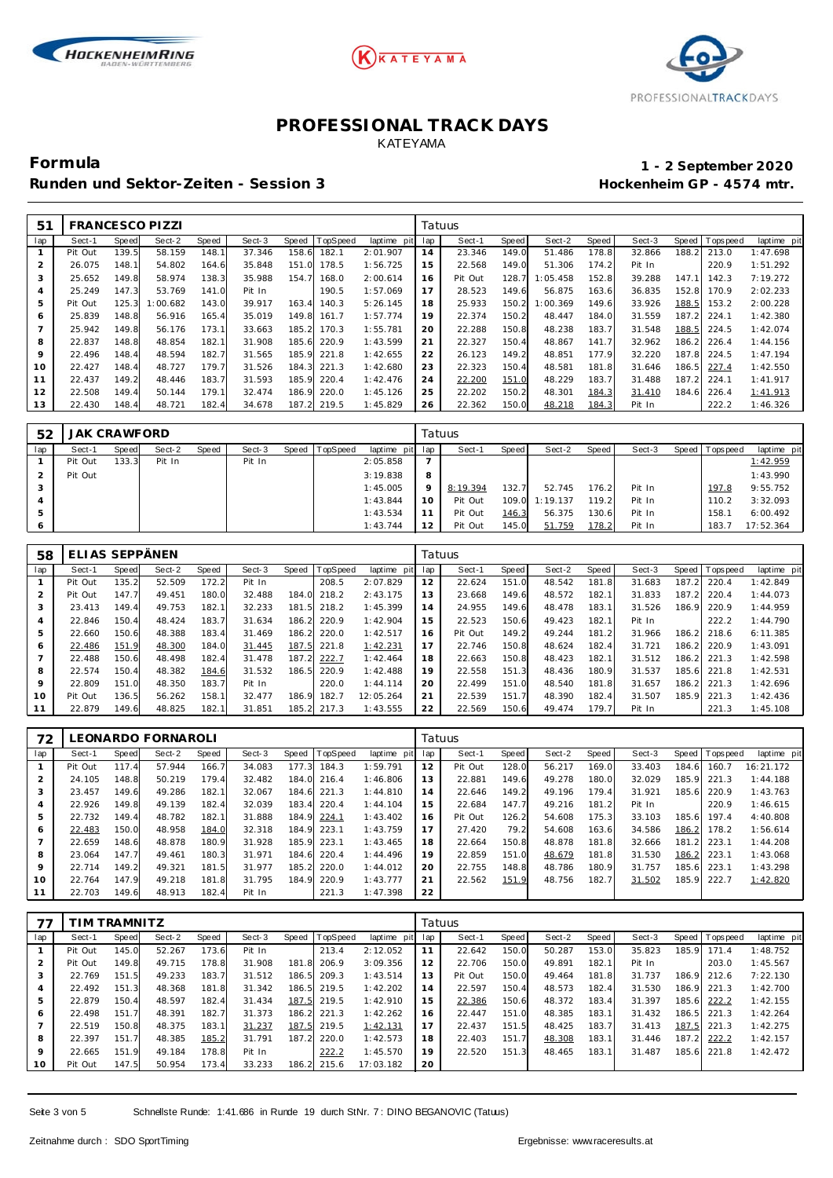# PROFESSIONAL TRACK DAYS

KATEYAMA

**Formula** **1 - 2 September 2020**

**Runden und Sektor-Zeiten - Session 3** **Hockenheim GP - 4574 mtr.**

| 51 | FRANCESCO PIZZI | | | | | | | | Tatuus | | | | | | | | |
|---|---|---|---|---|---|---|---|---|---|---|---|---|---|---|---|---|---|
| lap | Sect-1 | Speed | Sect-2 | Speed | Sect-3 | Speed | TopSpeed | laptime pit | lap | Sect-1 | Speed | Sect-2 | Speed | Sect-3 | Speed | Topspeed | laptime pit |
| 1 | Pit Out | 139.5 | 58.159 | 148.1 | 37.346 | 158.6 | 182.1 | 2:01.907 | 14 | 23.346 | 149.0 | 51.486 | 178.8 | 32.866 | 188.2 | 213.0 | 1:47.698 |
| 2 | 26.075 | 148.1 | 54.802 | 164.6 | 35.848 | 151.0 | 178.5 | 1:56.725 | 15 | 22.568 | 149.0 | 51.306 | 174.2 | Pit In | | 220.9 | 1:51.292 |
| 3 | 25.652 | 149.8 | 58.974 | 138.3 | 35.988 | 154.7 | 168.0 | 2:00.614 | 16 | Pit Out | 128.7 | 1:05.458 | 152.8 | 39.288 | 147.1 | 142.3 | 7:19.272 |
| 4 | 25.249 | 147.3 | 53.769 | 141.0 | Pit In | | 190.5 | 1:57.069 | 17 | 28.523 | 149.6 | 56.875 | 163.6 | 36.835 | 152.8 | 170.9 | 2:02.233 |
| 5 | Pit Out | 125.3 | 1:00.682 | 143.0 | 39.917 | 163.4 | 140.3 | 5:26.145 | 18 | 25.933 | 150.2 | 1:00.369 | 149.6 | 33.926 | 188.5 | 153.2 | 2:00.228 |
| 6 | 25.839 | 148.8 | 56.916 | 165.4 | 35.019 | 149.8 | 161.7 | 1:57.774 | 19 | 22.374 | 150.2 | 48.447 | 184.0 | 31.559 | 187.2 | 224.1 | 1:42.380 |
| 7 | 25.942 | 149.8 | 56.176 | 173.1 | 33.663 | 185.2 | 170.3 | 1:55.781 | 20 | 22.288 | 150.8 | 48.238 | 183.7 | 31.548 | 188.5 | 224.5 | 1:42.074 |
| 8 | 22.837 | 148.8 | 48.854 | 182.1 | 31.908 | 185.6 | 220.9 | 1:43.599 | 21 | 22.327 | 150.4 | 48.867 | 141.7 | 32.962 | 186.2 | 226.4 | 1:44.156 |
| 9 | 22.496 | 148.4 | 48.594 | 182.7 | 31.565 | 185.9 | 221.8 | 1:42.655 | 22 | 26.123 | 149.2 | 48.851 | 177.9 | 32.220 | 187.8 | 224.5 | 1:47.194 |
| 10 | 22.427 | 148.4 | 48.727 | 179.7 | 31.526 | 184.3 | 221.3 | 1:42.680 | 23 | 22.323 | 150.4 | 48.581 | 181.8 | 31.646 | 186.5 | 227.4 | 1:42.550 |
| 11 | 22.437 | 149.2 | 48.446 | 183.7 | 31.593 | 185.9 | 220.4 | 1:42.476 | 24 | 22.200 | 151.0 | 48.229 | 183.7 | 31.488 | 187.2 | 224.1 | 1:41.917 |
| 12 | 22.508 | 149.4 | 50.144 | 179.1 | 32.474 | 186.9 | 220.0 | 1:45.126 | 25 | 22.202 | 150.2 | 48.301 | 184.3 | 31.410 | 184.6 | 226.4 | 1:41.913 |
| 13 | 22.430 | 148.4 | 48.721 | 182.4 | 34.678 | 187.2 | 219.5 | 1:45.829 | 26 | 22.362 | 150.0 | 48.218 | 184.3 | Pit In | | 222.2 | 1:46.326 |

| 52 | JAK CRAWFORD | | | | | | | | Tatuus | | | | | | | | |
|---|---|---|---|---|---|---|---|---|---|---|---|---|---|---|---|---|---|
| lap | Sect-1 | Speed | Sect-2 | Speed | Sect-3 | Speed | TopSpeed | laptime pit | lap | Sect-1 | Speed | Sect-2 | Speed | Sect-3 | Speed | Topspeed | laptime pit |
| 1 | Pit Out | 133.3 | Pit In | | Pit In | | | 2:05.858 | 7 | | | | | | | | 1:42.959 |
| 2 | Pit Out | | | | | | | 3:19.838 | 8 | | | | | | | | 1:43.990 |
| 3 | | | | | | | | 1:45.005 | 9 | 8:19.394 | 132.7 | 52.745 | 176.2 | Pit In | | 197.8 | 9:55.752 |
| 4 | | | | | | | | 1:43.844 | 10 | Pit Out | 109.0 | 1:19.137 | 119.2 | Pit In | | 110.2 | 3:32.093 |
| 5 | | | | | | | | 1:43.534 | 11 | Pit Out | 146.3 | 56.375 | 130.6 | Pit In | | 158.1 | 6:00.492 |
| 6 | | | | | | | | 1:43.744 | 12 | Pit Out | 145.0 | 51.759 | 178.2 | Pit In | | 183.7 | 17:52.364 |

| 58 | ELIAS SEPPÄNEN | | | | | | | | Tatuus | | | | | | | | |
|---|---|---|---|---|---|---|---|---|---|---|---|---|---|---|---|---|---|
| lap | Sect-1 | Speed | Sect-2 | Speed | Sect-3 | Speed | TopSpeed | laptime pit | lap | Sect-1 | Speed | Sect-2 | Speed | Sect-3 | Speed | Topspeed | laptime pit |
| 1 | Pit Out | 135.2 | 52.509 | 172.2 | Pit In | | 208.5 | 2:07.829 | 12 | 22.624 | 151.0 | 48.542 | 181.8 | 31.683 | 187.2 | 220.4 | 1:42.849 |
| 2 | Pit Out | 147.7 | 49.451 | 180.0 | 32.488 | 184.0 | 218.2 | 2:43.175 | 13 | 23.668 | 149.6 | 48.572 | 182.1 | 31.833 | 187.2 | 220.4 | 1:44.073 |
| 3 | 23.413 | 149.4 | 49.753 | 182.1 | 32.233 | 181.5 | 218.2 | 1:45.399 | 14 | 24.955 | 149.6 | 48.478 | 183.1 | 31.526 | 186.9 | 220.9 | 1:44.959 |
| 4 | 22.846 | 150.4 | 48.424 | 183.7 | 31.634 | 186.2 | 220.9 | 1:42.904 | 15 | 22.523 | 150.6 | 49.423 | 182.1 | Pit In | | 222.2 | 1:44.790 |
| 5 | 22.660 | 150.6 | 48.388 | 183.4 | 31.469 | 186.2 | 220.0 | 1:42.517 | 16 | Pit Out | 149.2 | 49.244 | 181.2 | 31.966 | 186.2 | 218.6 | 6:11.385 |
| 6 | 22.486 | 151.9 | 48.300 | 184.0 | 31.445 | 187.5 | 221.8 | 1:42.231 | 17 | 22.746 | 150.8 | 48.624 | 182.4 | 31.721 | 186.2 | 220.9 | 1:43.091 |
| 7 | 22.488 | 150.6 | 48.498 | 182.4 | 31.478 | 187.2 | 222.7 | 1:42.464 | 18 | 22.663 | 150.8 | 48.423 | 182.1 | 31.512 | 186.2 | 221.3 | 1:42.598 |
| 8 | 22.574 | 150.4 | 48.382 | 184.6 | 31.532 | 186.5 | 220.9 | 1:42.488 | 19 | 22.558 | 151.3 | 48.436 | 180.9 | 31.537 | 185.6 | 221.8 | 1:42.531 |
| 9 | 22.809 | 151.0 | 48.350 | 183.7 | Pit In | | 220.0 | 1:44.114 | 20 | 22.499 | 151.0 | 48.540 | 181.8 | 31.657 | 186.2 | 221.3 | 1:42.696 |
| 10 | Pit Out | 136.5 | 56.262 | 158.1 | 32.477 | 186.9 | 182.7 | 12:05.264 | 21 | 22.539 | 151.7 | 48.390 | 182.4 | 31.507 | 185.9 | 221.3 | 1:42.436 |
| 11 | 22.879 | 149.6 | 48.825 | 182.1 | 31.851 | 185.2 | 217.3 | 1:43.555 | 22 | 22.569 | 150.6 | 49.474 | 179.7 | Pit In | | 221.3 | 1:45.108 |

| 72 | LEONARDO FORNAROLI | | | | | | | | Tatuus | | | | | | | | |
|---|---|---|---|---|---|---|---|---|---|---|---|---|---|---|---|---|---|
| lap | Sect-1 | Speed | Sect-2 | Speed | Sect-3 | Speed | TopSpeed | laptime pit | lap | Sect-1 | Speed | Sect-2 | Speed | Sect-3 | Speed | Topspeed | laptime pit |
| 1 | Pit Out | 117.4 | 57.944 | 166.7 | 34.083 | 177.3 | 184.3 | 1:59.791 | 12 | Pit Out | 128.0 | 56.217 | 169.0 | 33.403 | 184.6 | 160.7 | 16:21.172 |
| 2 | 24.105 | 148.8 | 50.219 | 179.4 | 32.482 | 184.0 | 216.4 | 1:46.806 | 13 | 22.881 | 149.6 | 49.278 | 180.0 | 32.029 | 185.9 | 221.3 | 1:44.188 |
| 3 | 23.457 | 149.6 | 49.286 | 182.1 | 32.067 | 184.6 | 221.3 | 1:44.810 | 14 | 22.646 | 149.2 | 49.196 | 179.4 | 31.921 | 185.6 | 220.9 | 1:43.763 |
| 4 | 22.926 | 149.8 | 49.139 | 182.4 | 32.039 | 183.4 | 220.4 | 1:44.104 | 15 | 22.684 | 147.7 | 49.216 | 181.2 | Pit In | | 220.9 | 1:46.615 |
| 5 | 22.732 | 149.4 | 48.782 | 182.1 | 31.888 | 184.9 | 224.1 | 1:43.402 | 16 | Pit Out | 126.2 | 54.608 | 175.3 | 33.103 | 185.6 | 197.4 | 4:40.808 |
| 6 | 22.483 | 150.0 | 48.958 | 184.0 | 32.318 | 184.9 | 223.1 | 1:43.759 | 17 | 27.420 | 79.2 | 54.608 | 163.6 | 34.586 | 186.2 | 178.2 | 1:56.614 |
| 7 | 22.659 | 148.6 | 48.878 | 180.9 | 31.928 | 185.9 | 223.1 | 1:43.465 | 18 | 22.664 | 150.8 | 48.878 | 181.8 | 32.666 | 181.2 | 223.1 | 1:44.208 |
| 8 | 23.064 | 147.7 | 49.461 | 180.3 | 31.971 | 184.6 | 220.4 | 1:44.496 | 19 | 22.859 | 151.0 | 48.679 | 181.8 | 31.530 | 186.2 | 223.1 | 1:43.068 |
| 9 | 22.714 | 149.2 | 49.321 | 181.5 | 31.977 | 185.2 | 220.0 | 1:44.012 | 20 | 22.755 | 148.8 | 48.786 | 180.9 | 31.757 | 185.6 | 223.1 | 1:43.298 |
| 10 | 22.764 | 147.9 | 49.218 | 181.8 | 31.795 | 184.9 | 220.9 | 1:43.777 | 21 | 22.562 | 151.9 | 48.756 | 182.7 | 31.502 | 185.9 | 222.7 | 1:42.820 |
| 11 | 22.703 | 149.6 | 48.913 | 182.4 | Pit In | | 221.3 | 1:47.398 | 22 | | | | | | | | |

| 77 | TIM TRAMNITZ | | | | | | | | Tatuus | | | | | | | | |
|---|---|---|---|---|---|---|---|---|---|---|---|---|---|---|---|---|---|
| lap | Sect-1 | Speed | Sect-2 | Speed | Sect-3 | Speed | TopSpeed | laptime pit | lap | Sect-1 | Speed | Sect-2 | Speed | Sect-3 | Speed | Topspeed | laptime pit |
| 1 | Pit Out | 145.0 | 52.267 | 173.6 | Pit In | | 213.4 | 2:12.052 | 11 | 22.642 | 150.0 | 50.287 | 153.0 | 35.823 | 185.9 | 171.4 | 1:48.752 |
| 2 | Pit Out | 149.8 | 49.715 | 178.8 | 31.908 | 181.8 | 206.9 | 3:09.356 | 12 | 22.706 | 150.0 | 49.891 | 182.1 | Pit In | | 203.0 | 1:45.567 |
| 3 | 22.769 | 151.5 | 49.233 | 183.7 | 31.512 | 186.5 | 209.3 | 1:43.514 | 13 | Pit Out | 150.0 | 49.464 | 181.8 | 31.737 | 186.9 | 212.6 | 7:22.130 |
| 4 | 22.492 | 151.3 | 48.368 | 181.8 | 31.342 | 186.5 | 219.5 | 1:42.202 | 14 | 22.597 | 150.4 | 48.573 | 182.4 | 31.530 | 186.9 | 221.3 | 1:42.700 |
| 5 | 22.879 | 150.4 | 48.597 | 182.4 | 31.434 | 187.5 | 219.5 | 1:42.910 | 15 | 22.386 | 150.6 | 48.372 | 183.4 | 31.397 | 185.6 | 222.2 | 1:42.155 |
| 6 | 22.498 | 151.7 | 48.391 | 182.7 | 31.373 | 186.2 | 221.3 | 1:42.262 | 16 | 22.447 | 151.0 | 48.385 | 183.1 | 31.432 | 186.5 | 221.3 | 1:42.264 |
| 7 | 22.519 | 150.8 | 48.375 | 183.1 | 31.237 | 187.5 | 219.5 | 1:42.131 | 17 | 22.437 | 151.5 | 48.425 | 183.7 | 31.413 | 187.5 | 221.3 | 1:42.275 |
| 8 | 22.397 | 151.7 | 48.385 | 185.2 | 31.791 | 187.2 | 220.0 | 1:42.573 | 18 | 22.403 | 151.7 | 48.308 | 183.1 | 31.446 | 187.2 | 222.2 | 1:42.157 |
| 9 | 22.665 | 151.9 | 49.184 | 178.8 | Pit In | | 222.2 | 1:45.570 | 19 | 22.520 | 151.3 | 48.465 | 183.1 | 31.487 | 185.6 | 221.8 | 1:42.472 |
| 10 | Pit Out | 147.5 | 50.954 | 173.4 | 33.233 | 186.2 | 215.6 | 17:03.182 | 20 | | | | | | | | |

Schnellste Runde: 1:41.686 in Runde 19 durch StNr. 7 : DINO BEGANOVIC (Tatuus)

Zeitnahme durch : SDO SportTiming

Ergebnisse: www.raceresults.at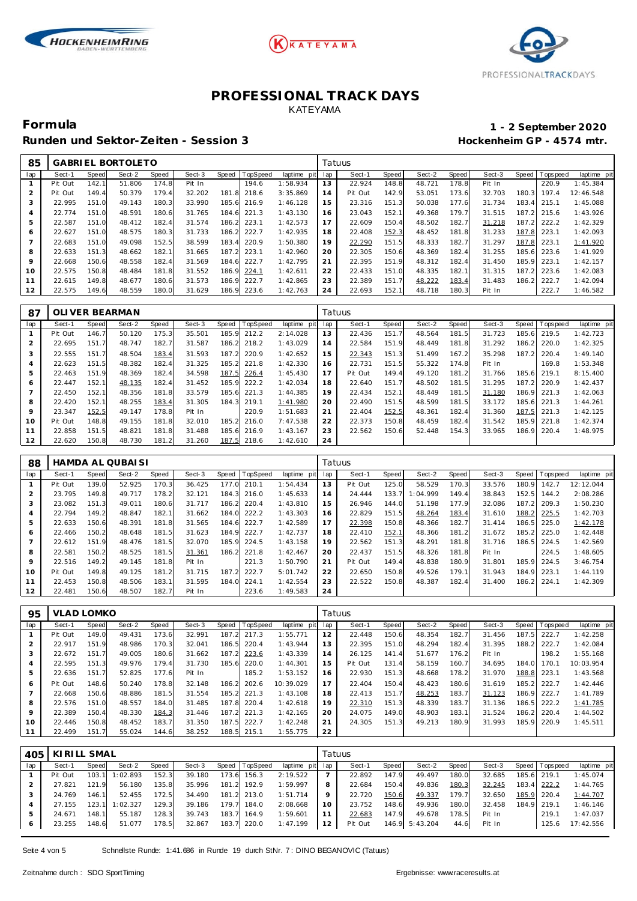# PROFESSIONAL TRACK DAYS

KATEYAMA

**Formula** — **1 - 2 September 2020**

**Runden und Sektor-Zeiten - Session 3** — **Hockenheim GP - 4574 mtr.**

| 85 | GABRIEL BORTOLETO | | | | | | | | Tatuus | | | | | | | | | |
|---|---|---|---|---|---|---|---|---|---|---|---|---|---|---|---|---|---|---|
| lap | Sect-1 | Speed | Sect-2 | Speed | Sect-3 | Speed | TopSpeed | laptime pit | lap | Sect-1 | Speed | Sect-2 | Speed | Sect-3 | Speed | Topspeed | laptime pit |
| 1 | Pit Out | 142.1 | 51.806 | 174.8 | Pit In | | 194.6 | 1:58.934 | 13 | 22.924 | 148.8 | 48.721 | 178.8 | Pit In | | 220.9 | 1:45.384 |
| 2 | Pit Out | 149.4 | 50.379 | 179.4 | 32.202 | 181.8 | 218.6 | 3:35.869 | 14 | Pit Out | 142.9 | 53.051 | 173.6 | 32.703 | 180.3 | 197.4 | 12:46.548 |
| 3 | 22.995 | 151.0 | 49.143 | 180.3 | 33.990 | 185.6 | 216.9 | 1:46.128 | 15 | 23.316 | 151.3 | 50.038 | 177.6 | 31.734 | 183.4 | 215.1 | 1:45.088 |
| 4 | 22.774 | 151.0 | 48.591 | 180.6 | 31.765 | 184.6 | 221.3 | 1:43.130 | 16 | 23.043 | 152.1 | 49.368 | 179.7 | 31.515 | 187.2 | 215.6 | 1:43.926 |
| 5 | 22.587 | 151.0 | 48.412 | 182.4 | 31.574 | 186.2 | 223.1 | 1:42.573 | 17 | 22.609 | 150.4 | 48.502 | 182.7 | 31.218 | 187.2 | 222.2 | 1:42.329 |
| 6 | 22.627 | 151.0 | 48.575 | 180.3 | 31.733 | 186.2 | 222.7 | 1:42.935 | 18 | 22.408 | 152.3 | 48.452 | 181.8 | 31.233 | 187.8 | 223.1 | 1:42.093 |
| 7 | 22.683 | 151.0 | 49.098 | 152.5 | 38.599 | 183.4 | 220.9 | 1:50.380 | 19 | 22.290 | 151.5 | 48.333 | 182.7 | 31.297 | 187.8 | 223.1 | 1:41.920 |
| 8 | 22.633 | 151.3 | 48.662 | 182.1 | 31.665 | 187.2 | 223.1 | 1:42.960 | 20 | 22.305 | 150.6 | 48.369 | 182.4 | 31.255 | 185.6 | 223.6 | 1:41.929 |
| 9 | 22.668 | 150.6 | 48.558 | 182.4 | 31.569 | 184.6 | 222.7 | 1:42.795 | 21 | 22.395 | 151.9 | 48.312 | 182.4 | 31.450 | 185.9 | 223.1 | 1:42.157 |
| 10 | 22.575 | 150.8 | 48.484 | 181.8 | 31.552 | 186.9 | 224.1 | 1:42.611 | 22 | 22.433 | 151.0 | 48.335 | 182.1 | 31.315 | 187.2 | 223.6 | 1:42.083 |
| 11 | 22.615 | 149.8 | 48.677 | 180.6 | 31.573 | 186.9 | 222.7 | 1:42.865 | 23 | 22.389 | 151.7 | 48.222 | 183.4 | 31.483 | 186.2 | 222.7 | 1:42.094 |
| 12 | 22.575 | 149.6 | 48.559 | 180.0 | 31.629 | 186.9 | 223.6 | 1:42.763 | 24 | 22.693 | 152.1 | 48.718 | 180.3 | Pit In | | 222.7 | 1:46.582 |

| 87 | OLIVER BEARMAN | | | | | | | | Tatuus | | | | | | | | | |
|---|---|---|---|---|---|---|---|---|---|---|---|---|---|---|---|---|---|---|
| lap | Sect-1 | Speed | Sect-2 | Speed | Sect-3 | Speed | TopSpeed | laptime pit | lap | Sect-1 | Speed | Sect-2 | Speed | Sect-3 | Speed | Topspeed | laptime pit |
| 1 | Pit Out | 146.7 | 50.120 | 175.3 | 35.501 | 185.9 | 212.2 | 2:14.028 | 13 | 22.436 | 151.7 | 48.564 | 181.5 | 31.723 | 185.6 | 219.5 | 1:42.723 |
| 2 | 22.695 | 151.7 | 48.747 | 182.7 | 31.587 | 186.2 | 218.2 | 1:43.029 | 14 | 22.584 | 151.9 | 48.449 | 181.8 | 31.292 | 186.2 | 220.0 | 1:42.325 |
| 3 | 22.555 | 151.7 | 48.504 | 183.4 | 31.593 | 187.2 | 220.9 | 1:42.652 | 15 | 22.343 | 151.3 | 51.499 | 167.2 | 35.298 | 187.2 | 220.4 | 1:49.140 |
| 4 | 22.623 | 151.5 | 48.382 | 182.4 | 31.325 | 185.2 | 221.8 | 1:42.330 | 16 | 22.731 | 151.5 | 55.322 | 174.8 | Pit In | | 169.8 | 1:53.348 |
| 5 | 22.463 | 151.9 | 48.369 | 182.4 | 34.598 | 187.5 | 226.4 | 1:45.430 | 17 | Pit Out | 149.4 | 49.120 | 181.2 | 31.766 | 185.6 | 219.1 | 8:15.400 |
| 6 | 22.447 | 152.1 | 48.135 | 182.4 | 31.452 | 185.9 | 222.2 | 1:42.034 | 18 | 22.640 | 151.7 | 48.502 | 181.5 | 31.295 | 187.2 | 220.9 | 1:42.437 |
| 7 | 22.450 | 152.1 | 48.356 | 181.8 | 33.579 | 185.6 | 221.3 | 1:44.385 | 19 | 22.434 | 152.1 | 48.449 | 181.5 | 31.180 | 186.9 | 221.3 | 1:42.063 |
| 8 | 22.420 | 152.1 | 48.255 | 183.4 | 31.305 | 184.3 | 219.1 | 1:41.980 | 20 | 22.490 | 151.5 | 48.599 | 181.5 | 33.172 | 185.6 | 221.3 | 1:44.261 |
| 9 | 23.347 | 152.5 | 49.147 | 178.8 | Pit In | | 220.9 | 1:51.683 | 21 | 22.404 | 152.5 | 48.361 | 182.4 | 31.360 | 187.5 | 221.3 | 1:42.125 |
| 10 | Pit Out | 148.8 | 49.155 | 181.8 | 32.010 | 185.2 | 216.0 | 7:47.538 | 22 | 22.373 | 150.8 | 48.459 | 182.4 | 31.542 | 185.9 | 221.8 | 1:42.374 |
| 11 | 22.858 | 151.5 | 48.821 | 181.8 | 31.488 | 185.6 | 216.9 | 1:43.167 | 23 | 22.562 | 150.6 | 52.448 | 154.3 | 33.965 | 186.9 | 220.4 | 1:48.975 |
| 12 | 22.620 | 150.8 | 48.730 | 181.2 | 31.260 | 187.5 | 218.6 | 1:42.610 | 24 | | | | | | | | |

| 88 | HAMDA AL QUBAISI | | | | | | | | Tatuus | | | | | | | | | |
|---|---|---|---|---|---|---|---|---|---|---|---|---|---|---|---|---|---|---|
| lap | Sect-1 | Speed | Sect-2 | Speed | Sect-3 | Speed | TopSpeed | laptime pit | lap | Sect-1 | Speed | Sect-2 | Speed | Sect-3 | Speed | Topspeed | laptime pit |
| 1 | Pit Out | 139.0 | 52.925 | 170.3 | 36.425 | 177.0 | 210.1 | 1:54.434 | 13 | Pit Out | 125.0 | 58.529 | 170.3 | 33.576 | 180.9 | 142.7 | 12:12.044 |
| 2 | 23.795 | 149.8 | 49.717 | 178.2 | 32.121 | 184.3 | 216.0 | 1:45.633 | 14 | 24.444 | 133.7 | 1:04.999 | 149.4 | 38.843 | 152.5 | 144.2 | 2:08.286 |
| 3 | 23.082 | 151.3 | 49.011 | 180.6 | 31.717 | 186.2 | 220.4 | 1:43.810 | 15 | 26.946 | 144.0 | 51.198 | 177.9 | 32.086 | 187.2 | 209.3 | 1:50.230 |
| 4 | 22.794 | 149.2 | 48.847 | 182.1 | 31.662 | 184.0 | 222.2 | 1:43.303 | 16 | 22.829 | 151.5 | 48.264 | 183.4 | 31.610 | 188.2 | 225.5 | 1:42.703 |
| 5 | 22.633 | 150.6 | 48.391 | 181.8 | 31.565 | 184.6 | 222.7 | 1:42.589 | 17 | 22.398 | 150.8 | 48.366 | 182.7 | 31.414 | 186.5 | 225.0 | 1:42.178 |
| 6 | 22.466 | 150.2 | 48.648 | 181.5 | 31.623 | 184.9 | 222.7 | 1:42.737 | 18 | 22.410 | 152.1 | 48.366 | 181.2 | 31.672 | 185.2 | 225.0 | 1:42.448 |
| 7 | 22.612 | 151.9 | 48.476 | 181.5 | 32.070 | 185.9 | 224.5 | 1:43.158 | 19 | 22.562 | 151.3 | 48.291 | 181.8 | 31.716 | 186.5 | 224.5 | 1:42.569 |
| 8 | 22.581 | 150.2 | 48.525 | 181.5 | 31.361 | 186.2 | 221.8 | 1:42.467 | 20 | 22.437 | 151.5 | 48.326 | 181.8 | Pit In | | 224.5 | 1:48.605 |
| 9 | 22.516 | 149.2 | 49.145 | 181.8 | Pit In | | 221.3 | 1:50.790 | 21 | Pit Out | 149.4 | 48.838 | 180.9 | 31.801 | 185.9 | 224.5 | 3:46.754 |
| 10 | Pit Out | 149.8 | 49.125 | 181.2 | 31.715 | 187.2 | 222.7 | 5:01.742 | 22 | 22.650 | 150.8 | 49.526 | 179.1 | 31.943 | 184.9 | 223.1 | 1:44.119 |
| 11 | 22.453 | 150.8 | 48.506 | 183.1 | 31.595 | 184.0 | 224.1 | 1:42.554 | 23 | 22.522 | 150.8 | 48.387 | 182.4 | 31.400 | 186.2 | 224.1 | 1:42.309 |
| 12 | 22.481 | 150.6 | 48.507 | 182.7 | Pit In | | 223.6 | 1:49.583 | 24 | | | | | | | | |

| 95 | VLAD LOMKO | | | | | | | | Tatuus | | | | | | | | | |
|---|---|---|---|---|---|---|---|---|---|---|---|---|---|---|---|---|---|---|
| lap | Sect-1 | Speed | Sect-2 | Speed | Sect-3 | Speed | TopSpeed | laptime pit | lap | Sect-1 | Speed | Sect-2 | Speed | Sect-3 | Speed | Topspeed | laptime pit |
| 1 | Pit Out | 149.0 | 49.431 | 173.6 | 32.991 | 187.2 | 217.3 | 1:55.771 | 12 | 22.448 | 150.6 | 48.354 | 182.7 | 31.456 | 187.5 | 222.7 | 1:42.258 |
| 2 | 22.917 | 151.9 | 48.986 | 170.3 | 32.041 | 186.5 | 220.4 | 1:43.944 | 13 | 22.395 | 151.0 | 48.294 | 182.4 | 31.395 | 188.2 | 222.7 | 1:42.084 |
| 3 | 22.672 | 151.7 | 49.005 | 180.6 | 31.662 | 187.2 | 223.6 | 1:43.339 | 14 | 26.125 | 141.4 | 51.677 | 176.2 | Pit In | | 198.2 | 1:55.168 |
| 4 | 22.595 | 151.3 | 49.976 | 179.4 | 31.730 | 185.6 | 220.0 | 1:44.301 | 15 | Pit Out | 131.4 | 58.159 | 160.7 | 34.695 | 184.0 | 170.1 | 10:03.954 |
| 5 | 22.636 | 151.7 | 52.825 | 177.6 | Pit In | | 185.2 | 1:53.152 | 16 | 22.930 | 151.3 | 48.668 | 178.2 | 31.970 | 188.8 | 223.1 | 1:43.568 |
| 6 | Pit Out | 148.6 | 50.240 | 178.8 | 32.148 | 186.2 | 202.6 | 10:39.029 | 17 | 22.404 | 150.4 | 48.423 | 180.6 | 31.619 | 185.2 | 222.7 | 1:42.446 |
| 7 | 22.668 | 150.6 | 48.886 | 181.5 | 31.554 | 185.2 | 221.3 | 1:43.108 | 18 | 22.413 | 151.7 | 48.253 | 183.7 | 31.123 | 186.9 | 222.7 | 1:41.789 |
| 8 | 22.576 | 151.0 | 48.557 | 184.0 | 31.485 | 187.8 | 220.4 | 1:42.618 | 19 | 22.310 | 151.3 | 48.339 | 183.7 | 31.136 | 186.5 | 222.2 | 1:41.785 |
| 9 | 22.389 | 150.4 | 48.330 | 184.3 | 31.446 | 187.2 | 221.3 | 1:42.165 | 20 | 24.075 | 149.0 | 48.903 | 183.1 | 31.524 | 186.2 | 220.4 | 1:44.502 |
| 10 | 22.446 | 150.8 | 48.452 | 183.7 | 31.350 | 187.5 | 222.7 | 1:42.248 | 21 | 24.305 | 151.3 | 49.213 | 180.9 | 31.993 | 185.9 | 220.9 | 1:45.511 |
| 11 | 22.499 | 151.7 | 55.024 | 144.6 | 38.252 | 188.5 | 215.1 | 1:55.775 | 22 | | | | | | | | |

| 405 | KIRILL SMAL | | | | | | | | Tatuus | | | | | | | | | |
|---|---|---|---|---|---|---|---|---|---|---|---|---|---|---|---|---|---|---|
| lap | Sect-1 | Speed | Sect-2 | Speed | Sect-3 | Speed | TopSpeed | laptime pit | lap | Sect-1 | Speed | Sect-2 | Speed | Sect-3 | Speed | Topspeed | laptime pit |
| 1 | Pit Out | 103.1 | 1:02.893 | 152.3 | 39.180 | 173.6 | 156.3 | 2:19.522 | 7 | 22.892 | 147.9 | 49.497 | 180.0 | 32.685 | 185.6 | 219.1 | 1:45.074 |
| 2 | 27.821 | 121.9 | 56.180 | 135.8 | 35.996 | 181.2 | 192.9 | 1:59.997 | 8 | 22.684 | 150.4 | 49.836 | 180.3 | 32.245 | 183.4 | 222.2 | 1:44.765 |
| 3 | 24.769 | 146.1 | 52.455 | 172.5 | 34.490 | 181.2 | 213.0 | 1:51.714 | 9 | 22.720 | 150.6 | 49.337 | 179.7 | 32.650 | 185.9 | 220.4 | 1:44.707 |
| 4 | 27.155 | 123.1 | 1:02.327 | 129.3 | 39.186 | 179.7 | 184.0 | 2:08.668 | 10 | 23.752 | 148.6 | 49.936 | 180.0 | 32.458 | 184.9 | 219.1 | 1:46.146 |
| 5 | 24.671 | 148.1 | 55.187 | 128.3 | 39.743 | 183.7 | 164.9 | 1:59.601 | 11 | 22.683 | 147.9 | 49.678 | 178.5 | Pit In | | 219.1 | 1:47.037 |
| 6 | 23.255 | 148.6 | 51.077 | 178.5 | 32.867 | 183.7 | 220.0 | 1:47.199 | 12 | Pit Out | 146.9 | 5:43.204 | 44.6 | Pit In | | 125.6 | 17:42.556 |

Schnellste Runde: 1:41.686 in Runde 19 durch StNr. 7: DINO BEGANOVIC (Tatuus)

Zeitnahme durch: SDO SportTiming — Ergebnisse: www.raceresults.at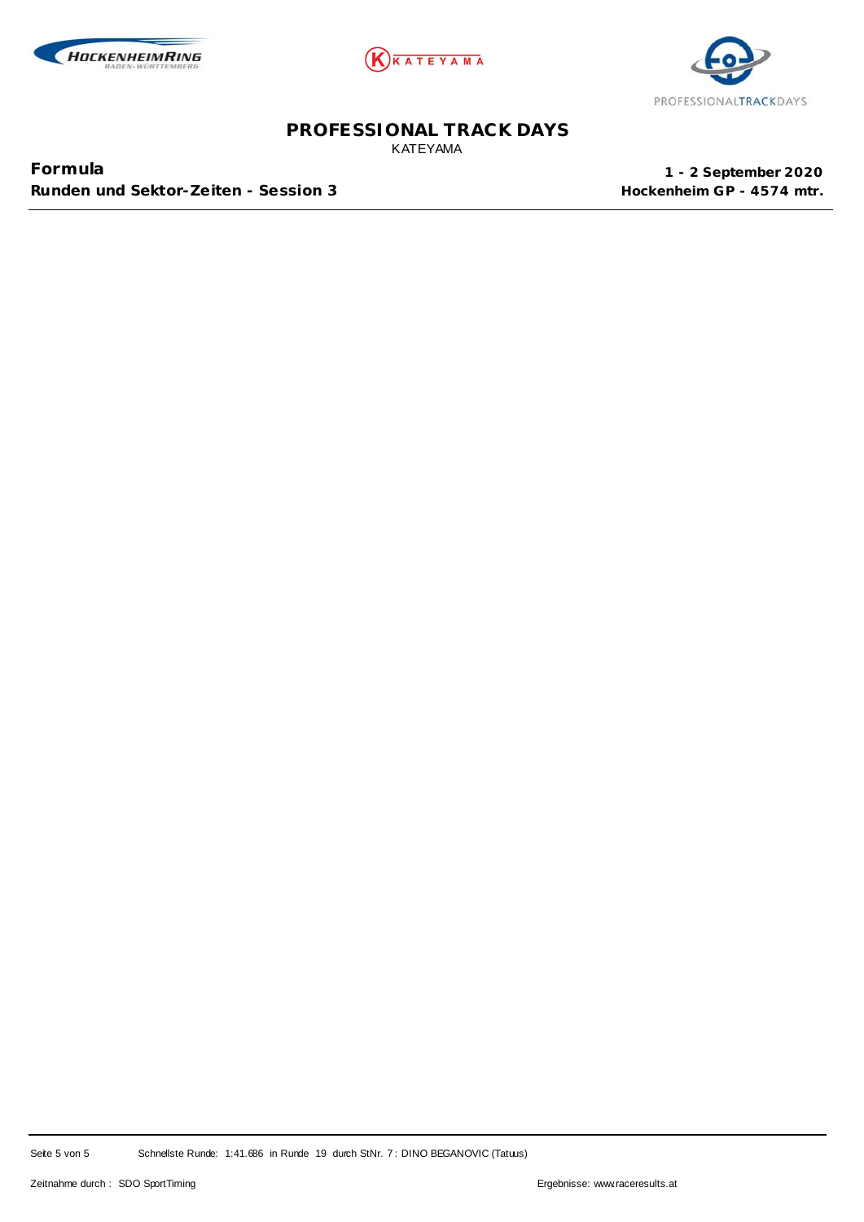# PROFESSIONAL TRACK DAYS

KATEYAMA

**Formula**

**Runden und Sektor-Zeiten - Session 3**

**1 - 2 September 2020**

**Hockenheim GP - 4574 mtr.**

Schnellste Runde: 1:41.686 in Runde 19 durch StNr. 7 : DINO BEGANOVIC (Tatuus)

Zeitnahme durch : SDO SportTiming

Ergebnisse: www.raceresults.at